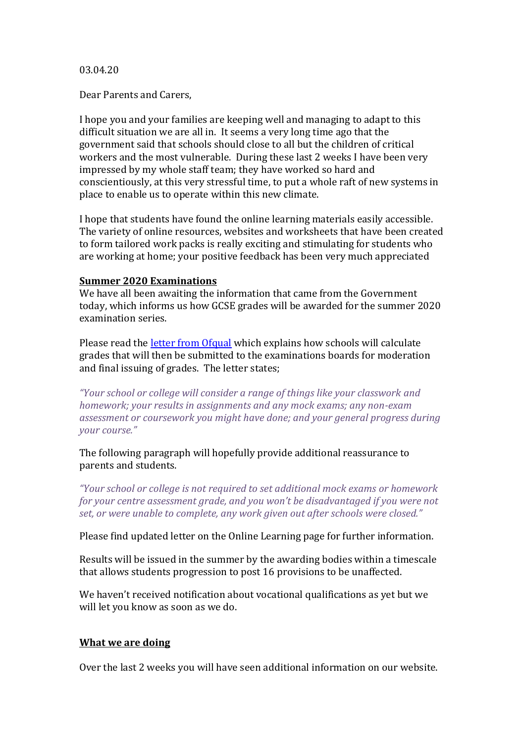03.04.20

Dear Parents and Carers,

I hope you and your families are keeping well and managing to adapt to this difficult situation we are all in. It seems a very long time ago that the government said that schools should close to all but the children of critical workers and the most vulnerable. During these last 2 weeks I have been very impressed by my whole staff team; they have worked so hard and conscientiously, at this very stressful time, to put a whole raft of new systems in place to enable us to operate within this new climate.

I hope that students have found the online learning materials easily accessible. The variety of online resources, websites and worksheets that have been created to form tailored work packs is really exciting and stimulating for students who are working at home; your positive feedback has been very much appreciated

**Summer 2020 Examinations**

We have all been awaiting the information that came from the Government today, which informs us how GCSE grades will be awarded for the summer 2020 examination series.

Please read the letter from Ofqual which explains how schools will calculate grades that will then be submitted to the examinations boards for moderation and final issuing of grades. The letter states;

*"Your school or college will consider a range of things like your classwork and homework; your results in assignments and any mock exams; any non-exam assessment or coursework you might have done; and your general progress during your course."*

The following paragraph will hopefully provide additional reassurance to parents and students.

*"Your school or college is not required to set additional mock exams or homework for your centre assessment grade, and you won't be disadvantaged if you were not set, or were unable to complete, any work given out after schools were closed."*

Please find updated letter on the Online Learning page for further information.

Results will be issued in the summer by the awarding bodies within a timescale that allows students progression to post 16 provisions to be unaffected.

We haven't received notification about vocational qualifications as yet but we will let you know as soon as we do.

**What we are doing**

Over the last 2 weeks you will have seen additional information on our website.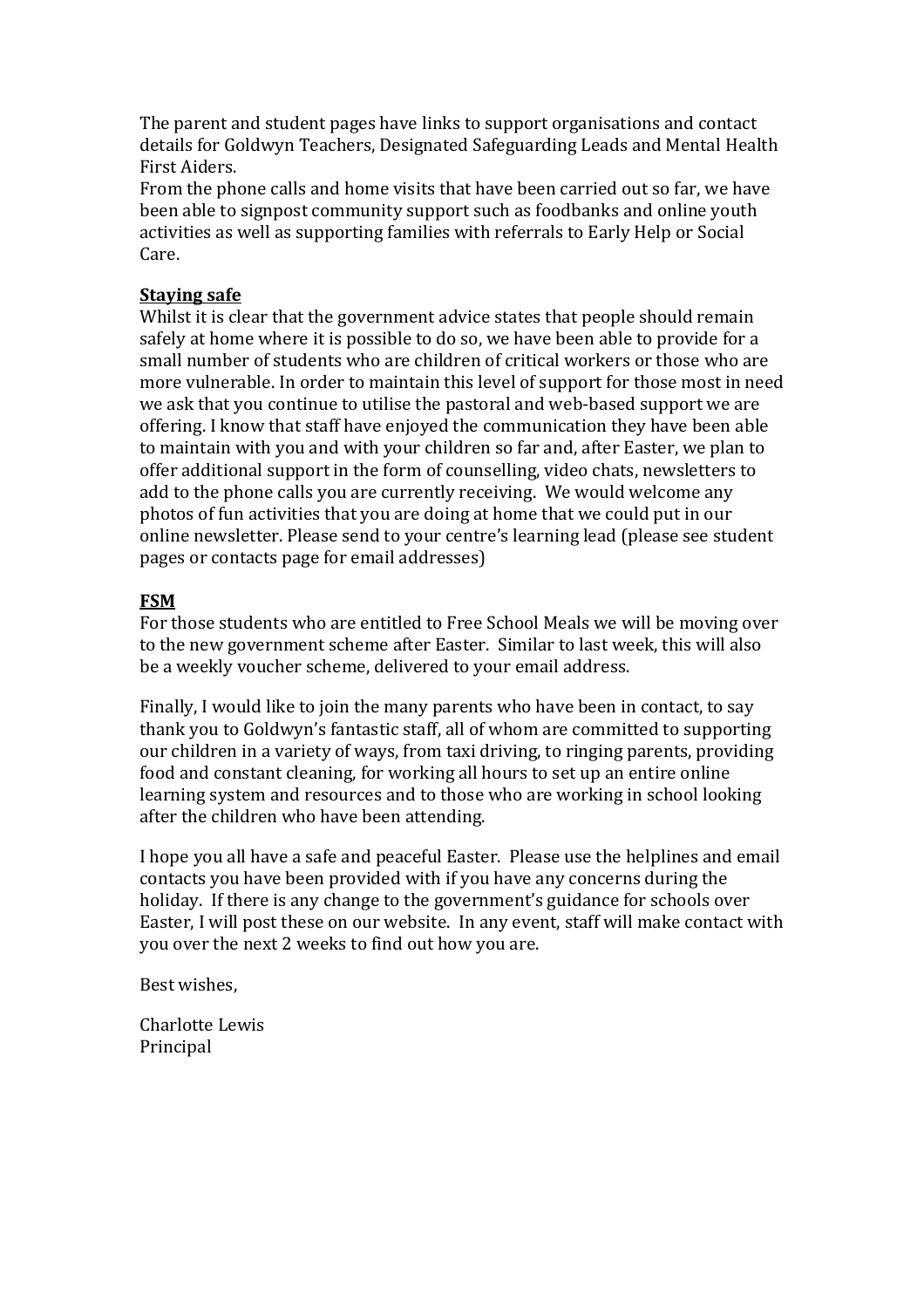The parent and student pages have links to support organisations and contact details for Goldwyn Teachers, Designated Safeguarding Leads and Mental Health First Aiders.
From the phone calls and home visits that have been carried out so far, we have been able to signpost community support such as foodbanks and online youth activities as well as supporting families with referrals to Early Help or Social Care.

**Staying safe**
Whilst it is clear that the government advice states that people should remain safely at home where it is possible to do so, we have been able to provide for a small number of students who are children of critical workers or those who are more vulnerable. In order to maintain this level of support for those most in need we ask that you continue to utilise the pastoral and web-based support we are offering. I know that staff have enjoyed the communication they have been able to maintain with you and with your children so far and, after Easter, we plan to offer additional support in the form of counselling, video chats, newsletters to add to the phone calls you are currently receiving. We would welcome any photos of fun activities that you are doing at home that we could put in our online newsletter. Please send to your centre's learning lead (please see student pages or contacts page for email addresses)

**FSM**
For those students who are entitled to Free School Meals we will be moving over to the new government scheme after Easter. Similar to last week, this will also be a weekly voucher scheme, delivered to your email address.

Finally, I would like to join the many parents who have been in contact, to say thank you to Goldwyn's fantastic staff, all of whom are committed to supporting our children in a variety of ways, from taxi driving, to ringing parents, providing food and constant cleaning, for working all hours to set up an entire online learning system and resources and to those who are working in school looking after the children who have been attending.

I hope you all have a safe and peaceful Easter. Please use the helplines and email contacts you have been provided with if you have any concerns during the holiday. If there is any change to the government's guidance for schools over Easter, I will post these on our website. In any event, staff will make contact with you over the next 2 weeks to find out how you are.

Best wishes,

Charlotte Lewis
Principal